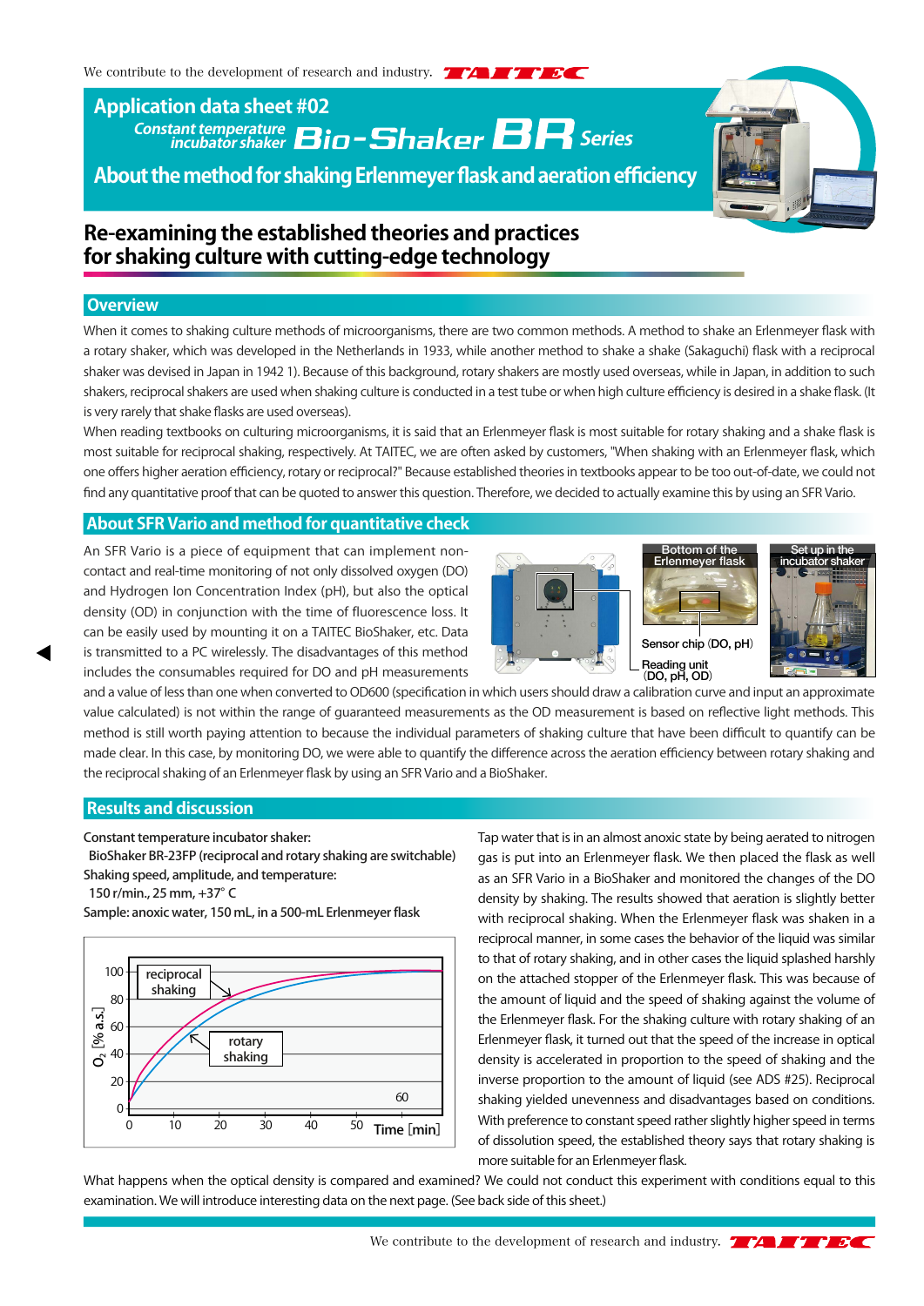We contribute to the development of research and industry.

# Application data sheet #02

Constant temperature incubator shaker **Bio-Shaker BR Series**

## About the method for shaking Erlenmeyer flask and aeration efficiency

# Re-examining the established theories and practices for shaking culture with cutting-edge technology

## Overview

When it comes to shaking culture methods of microorganisms, there are two common methods. A method to shake an Erlenmeyer flask with a rotary shaker, which was developed in the Netherlands in 1933, while another method to shake a shake (Sakaguchi) flask with a reciprocal shaker was devised in Japan in 1942 1). Because of this background, rotary shakers are mostly used overseas, while in Japan, in addition to such shakers, reciprocal shakers are used when shaking culture is conducted in a test tube or when high culture efficiency is desired in a shake flask. (It is very rarely that shake flasks are used overseas.)

When reading textbooks on culturing microorganisms, it is said that an Erlenmeyer flask is most suitable for rotary shaking and a shake flask is most suitable for reciprocal shaking, respectively. At TAITEC, we are often asked by customers, "When shaking with an Erlenmeyer flask, which one offers higher aeration efficiency, rotary or reciprocal?" Because established theories in textbooks appear to be too out-of-date, we could not find any quantitative proof that can be quoted to answer this question. Therefore, we decided to actually examine this by using an SFR Vario.

## About SFR Vario and method for quantitative check

An SFR Vario is a piece of equipment that can implement non-contact and real-time monitoring of not only dissolved oxygen (DO) and Hydrogen Ion Concentration Index (pH), but also the optical density (OD) in conjunction with the time of fluorescence loss. It can be easily used by mounting it on a TAITEC BioShaker, etc. Data is transmitted to a PC wirelessly. The disadvantages of this method includes the consumables required for DO and pH measurements and a value of less than one when converted to OD600 (specification in which users should draw a calibration curve and input an approximate value calculated) is not within the range of guaranteed measurements as the OD measurement is based on reflective light methods. This method is still worth paying attention to because the individual parameters of shaking culture that have been difficult to quantify can be made clear. In this case, by monitoring DO, we were able to quantify the difference across the aeration efficiency between rotary shaking and the reciprocal shaking of an Erlenmeyer flask by using an SFR Vario and a BioShaker.

Bottom of the Erlenmeyer flask — Sensor chip (DO, pH) — Reading unit (DO, pH, OD) — Set up in the incubator shaker

## Results and discussion

**Constant temperature incubator shaker:**
BioShaker BR-23FP (reciprocal and rotary shaking are switchable)
**Shaking speed, amplitude, and temperature:**
150 r/min., 25 mm, +37° C
**Sample:** anoxic water, 150 mL, in a 500-mL Erlenmeyer flask

(Graph: $O_2$ [% a.s.] vs. Time [min], 0–60; curves: reciprocal shaking, rotary shaking)

Tap water that is in an almost anoxic state by being aerated to nitrogen gas is put into an Erlenmeyer flask. We then placed the flask as well as an SFR Vario in a BioShaker and monitored the changes of the DO density by shaking. The results showed that aeration is slightly better with reciprocal shaking. When the Erlenmeyer flask was shaken in a reciprocal manner, in some cases the behavior of the liquid was similar to that of rotary shaking, and in other cases the liquid splashed harshly on the attached stopper of the Erlenmeyer flask. This was because of the amount of liquid and the speed of shaking against the volume of the Erlenmeyer flask. For the shaking culture with rotary shaking of an Erlenmeyer flask, it turned out that the speed of the increase in optical density is accelerated in proportion to the speed of shaking and the inverse proportion to the amount of liquid (see ADS #25). Reciprocal shaking yielded unevenness and disadvantages based on conditions. With preference to constant speed rather slightly higher speed in terms of dissolution speed, the established theory says that rotary shaking is more suitable for an Erlenmeyer flask.

What happens when the optical density is compared and examined? We could not conduct this experiment with conditions equal to this examination. We will introduce interesting data on the next page. (See back side of this sheet.)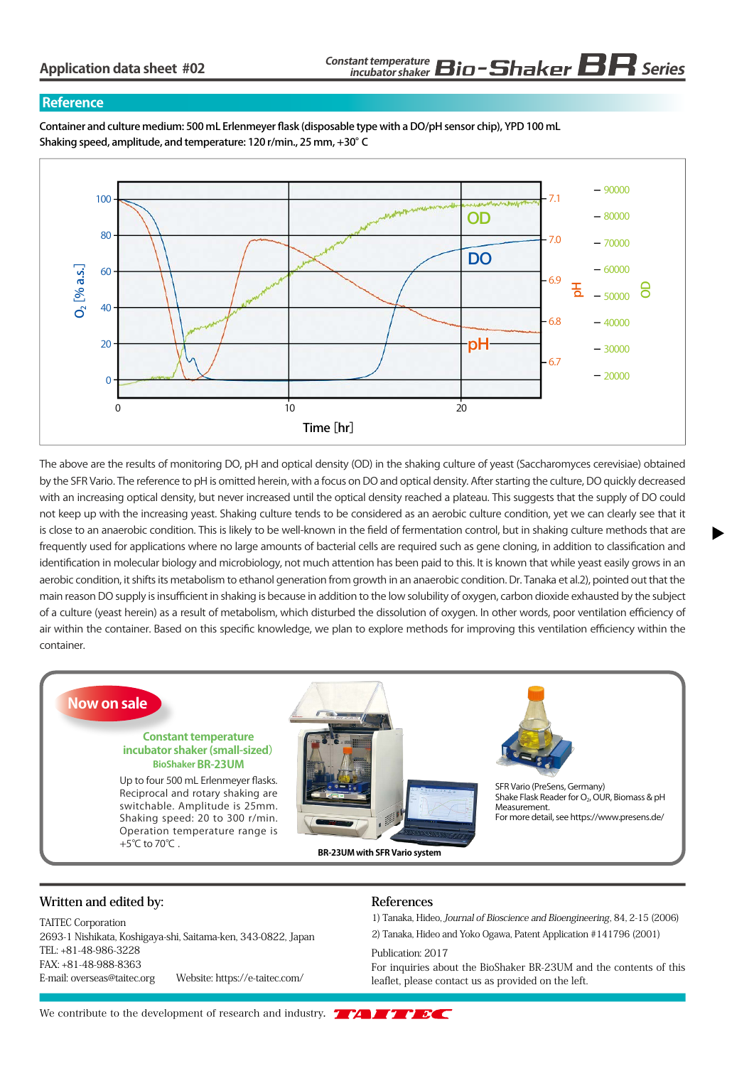## Reference

Container and culture medium: 500 mL Erlenmeyer flask (disposable type with a DO/pH sensor chip), YPD 100 mL
Shaking speed, amplitude, and temperature: 120 r/min., 25 mm, +30° C

$O_2$ [% a.s.]
100
80
60
40
20
0

OD
DO
pH

7.1
7.0
6.9
6.8
6.7

pH

90000
80000
70000
60000
50000
40000
30000
20000

OD

0
10
20

Time [hr]

The above are the results of monitoring DO, pH and optical density (OD) in the shaking culture of yeast (Saccharomyces cerevisiae) obtained by the SFR Vario. The reference to pH is omitted herein, with a focus on DO and optical density. After starting the culture, DO quickly decreased with an increasing optical density, but never increased until the optical density reached a plateau. This suggests that the supply of DO could not keep up with the increasing yeast. Shaking culture tends to be considered as an aerobic culture condition, yet we can clearly see that it is close to an anaerobic condition. This is likely to be well-known in the field of fermentation control, but in shaking culture methods that are frequently used for applications where no large amounts of bacterial cells are required such as gene cloning, in addition to classification and identification in molecular biology and microbiology, not much attention has been paid to this. It is known that while yeast easily grows in an aerobic condition, it shifts its metabolism to ethanol generation from growth in an anaerobic condition. Dr. Tanaka et al.2), pointed out that the main reason DO supply is insufficient in shaking is because in addition to the low solubility of oxygen, carbon dioxide exhausted by the subject of a culture (yeast herein) as a result of metabolism, which disturbed the dissolution of oxygen. In other words, poor ventilation efficiency of air within the container. Based on this specific knowledge, we plan to explore methods for improving this ventilation efficiency within the container.

**Now on sale**

**Constant temperature incubator shaker (small-sized)**
**BioShaker BR-23UM**

Up to four 500 mL Erlenmeyer flasks. Reciprocal and rotary shaking are switchable. Amplitude is 25mm. Shaking speed: 20 to 300 r/min. Operation temperature range is +5℃ to 70℃ .

**BR-23UM with SFR Vario system**

SFR Vario (PreSens, Germany)
Shake Flask Reader for $O_2$, OUR, Biomass & pH Measurement.
For more detail, see https://www.presens.de/

### Written and edited by:

TAITEC Corporation
2693-1 Nishikata, Koshigaya-shi, Saitama-ken, 343-0822, Japan
TEL: +81-48-986-3228
FAX: +81-48-988-8363
E-mail: overseas@taitec.org Website: https://e-taitec.com/

### References

1) Tanaka, Hideo, *Journal of Bioscience and Bioengineering*, 84, 2-15 (2006)
2) Tanaka, Hideo and Yoko Ogawa, Patent Application #141796 (2001)

Publication: 2017
For inquiries about the BioShaker BR-23UM and the contents of this leaflet, please contact us as provided on the left.

We contribute to the development of research and industry. TAITEC